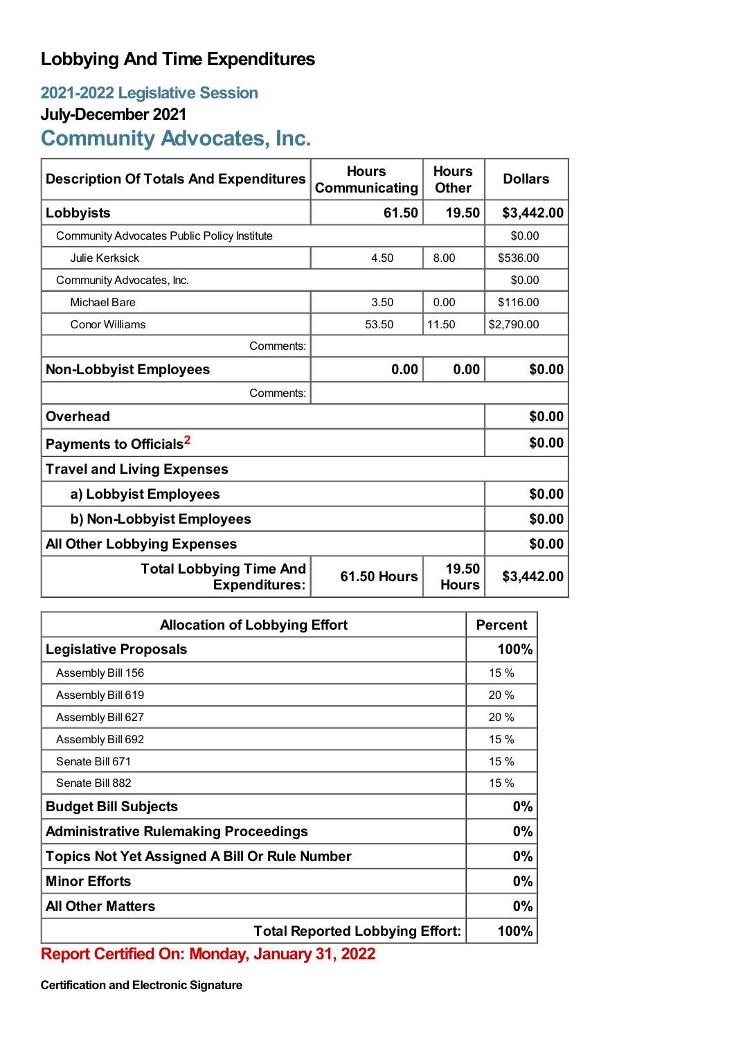# Lobbying And Time Expenditures

## 2021-2022 Legislative Session

### July-December 2021

## Community Advocates, Inc.

| Description Of Totals And Expenditures | Hours Communicating | Hours Other | Dollars |
|---|---|---|---|
| **Lobbyists** | **61.50** | **19.50** | **$3,442.00** |
| Community Advocates Public Policy Institute | | | $0.00 |
| Julie Kerksick | 4.50 | 8.00 | $536.00 |
| Community Advocates, Inc. | | | $0.00 |
| Michael Bare | 3.50 | 0.00 | $116.00 |
| Conor Williams | 53.50 | 11.50 | $2,790.00 |
| Comments: | | | |
| **Non-Lobbyist Employees** | **0.00** | **0.00** | **$0.00** |
| Comments: | | | |
| **Overhead** | | | **$0.00** |
| **Payments to Officials**[2] | | | **$0.00** |
| **Travel and Living Expenses** | | | |
| **a) Lobbyist Employees** | | | **$0.00** |
| **b) Non-Lobbyist Employees** | | | **$0.00** |
| **All Other Lobbying Expenses** | | | **$0.00** |
| **Total Lobbying Time And Expenditures:** | **61.50 Hours** | **19.50 Hours** | **$3,442.00** |

| Allocation of Lobbying Effort | Percent |
|---|---|
| **Legislative Proposals** | **100%** |
| Assembly Bill 156 | 15 % |
| Assembly Bill 619 | 20 % |
| Assembly Bill 627 | 20 % |
| Assembly Bill 692 | 15 % |
| Senate Bill 671 | 15 % |
| Senate Bill 882 | 15 % |
| **Budget Bill Subjects** | **0%** |
| **Administrative Rulemaking Proceedings** | **0%** |
| **Topics Not Yet Assigned A Bill Or Rule Number** | **0%** |
| **Minor Efforts** | **0%** |
| **All Other Matters** | **0%** |
| **Total Reported Lobbying Effort:** | **100%** |

**Report Certified On: Monday, January 31, 2022**

**Certification and Electronic Signature**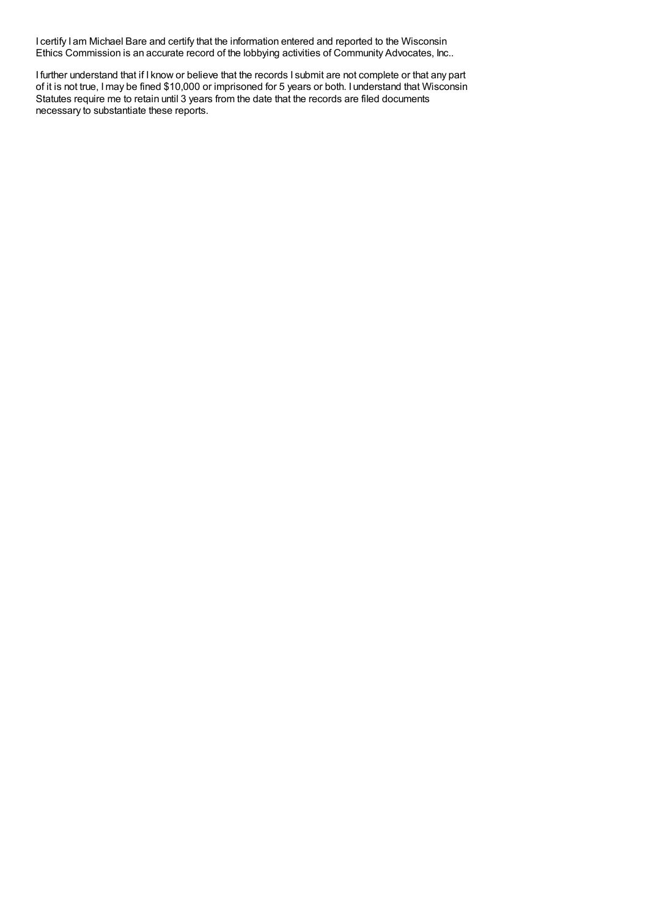I certify I am Michael Bare and certify that the information entered and reported to the Wisconsin Ethics Commission is an accurate record of the lobbying activities of Community Advocates, Inc..

I further understand that if I know or believe that the records I submit are not complete or that any part of it is not true, I may be fined $10,000 or imprisoned for 5 years or both. I understand that Wisconsin Statutes require me to retain until 3 years from the date that the records are filed documents necessary to substantiate these reports.